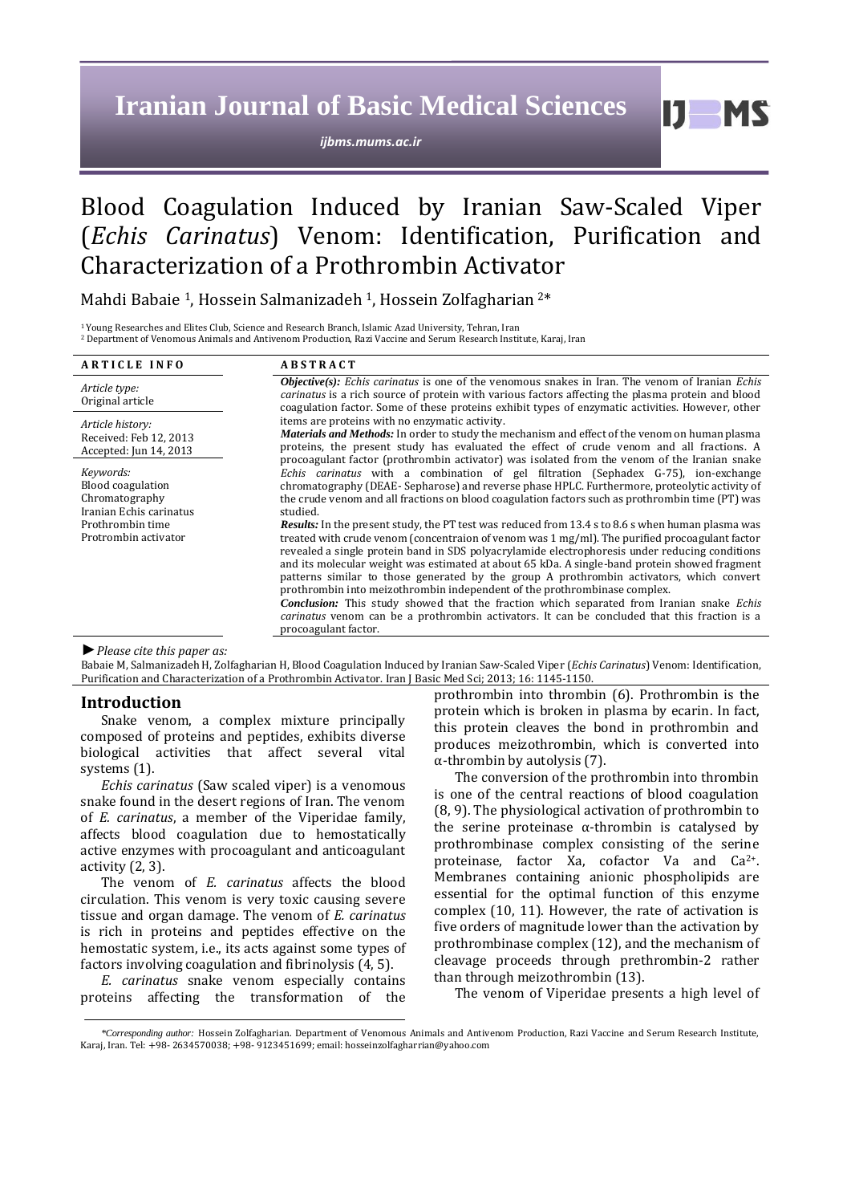# Blood Coagulation Induced by Iranian Saw-Scaled Viper (*Echis Carinatus*) Venom: Identification, Purification and Characterization of a Prothrombin Activator

Mahdi Babaie [1], Hossein Salmanizadeh [1], Hossein Zolfagharian [2]*

[1] Young Researches and Elites Club, Science and Research Branch, Islamic Azad University, Tehran, Iran
[2] Department of Venomous Animals and Antivenom Production, Razi Vaccine and Serum Research Institute, Karaj, Iran

**ARTICLE INFO**

*Article type:*
Original article

*Article history:*
Received: Feb 12, 2013
Accepted: Jun 14, 2013

*Keywords:*
Blood coagulation
Chromatography
Iranian Echis carinatus
Prothrombin time
Protrombin activator

**ABSTRACT**

***Objective(s):*** *Echis carinatus* is one of the venomous snakes in Iran. The venom of Iranian *Echis carinatus* is a rich source of protein with various factors affecting the plasma protein and blood coagulation factor. Some of these proteins exhibit types of enzymatic activities. However, other items are proteins with no enzymatic activity.

***Materials and Methods:*** In order to study the mechanism and effect of the venom on human plasma proteins, the present study has evaluated the effect of crude venom and all fractions. A procoagulant factor (prothrombin activator) was isolated from the venom of the Iranian snake *Echis carinatus* with a combination of gel filtration (Sephadex G-75), ion-exchange chromatography (DEAE- Sepharose) and reverse phase HPLC. Furthermore, proteolytic activity of the crude venom and all fractions on blood coagulation factors such as prothrombin time (PT) was studied.

***Results:*** In the present study, the PT test was reduced from 13.4 s to 8.6 s when human plasma was treated with crude venom (concentraion of venom was 1 mg/ml). The purified procoagulant factor revealed a single protein band in SDS polyacrylamide electrophoresis under reducing conditions and its molecular weight was estimated at about 65 kDa. A single-band protein showed fragment patterns similar to those generated by the group A prothrombin activators, which convert prothrombin into meizothrombin independent of the prothrombinase complex.

***Conclusion:*** This study showed that the fraction which separated from Iranian snake *Echis carinatus* venom can be a prothrombin activators. It can be concluded that this fraction is a procoagulant factor.

►*Please cite this paper as:*
Babaie M, Salmanizadeh H, Zolfagharian H, Blood Coagulation Induced by Iranian Saw-Scaled Viper (*Echis Carinatus*) Venom: Identification, Purification and Characterization of a Prothrombin Activator. Iran J Basic Med Sci; 2013; 16: 1145-1150.

## Introduction

Snake venom, a complex mixture principally composed of proteins and peptides, exhibits diverse biological activities that affect several vital systems (1).

*Echis carinatus* (Saw scaled viper) is a venomous snake found in the desert regions of Iran. The venom of *E. carinatus*, a member of the Viperidae family, affects blood coagulation due to hemostatically active enzymes with procoagulant and anticoagulant activity (2, 3).

The venom of *E. carinatus* affects the blood circulation. This venom is very toxic causing severe tissue and organ damage. The venom of *E. carinatus* is rich in proteins and peptides effective on the hemostatic system, i.e., its acts against some types of factors involving coagulation and fibrinolysis (4, 5).

*E. carinatus* snake venom especially contains proteins affecting the transformation of the prothrombin into thrombin (6). Prothrombin is the protein which is broken in plasma by ecarin. In fact, this protein cleaves the bond in prothrombin and produces meizothrombin, which is converted into α-thrombin by autolysis (7).

The conversion of the prothrombin into thrombin is one of the central reactions of blood coagulation (8, 9). The physiological activation of prothrombin to the serine proteinase α-thrombin is catalysed by prothrombinase complex consisting of the serine proteinase, factor Xa, cofactor Va and $Ca^{2+}$. Membranes containing anionic phospholipids are essential for the optimal function of this enzyme complex (10, 11). However, the rate of activation is five orders of magnitude lower than the activation by prothrombinase complex (12), and the mechanism of cleavage proceeds through prethrombin-2 rather than through meizothrombin (13).

The venom of Viperidae presents a high level of

*\*Corresponding author:* Hossein Zolfagharian. Department of Venomous Animals and Antivenom Production, Razi Vaccine and Serum Research Institute, Karaj, Iran. Tel: +98- 2634570038; +98- 9123451699; email: hosseinzolfagharrian@yahoo.com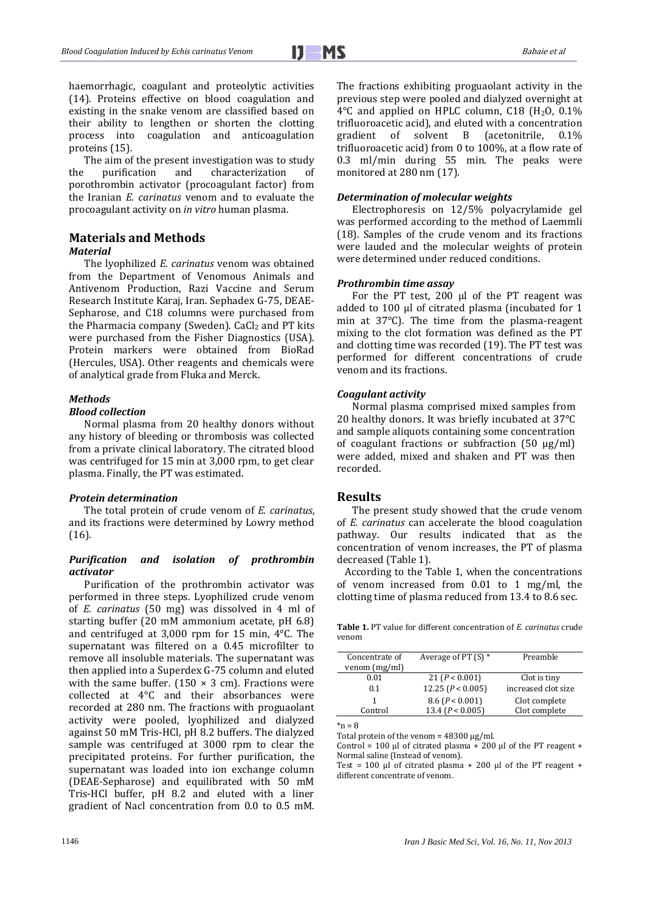haemorrhagic, coagulant and proteolytic activities (14). Proteins effective on blood coagulation and existing in the snake venom are classified based on their ability to lengthen or shorten the clotting process into coagulation and anticoagulation proteins (15).

The aim of the present investigation was to study the purification and characterization of porothrombin activator (procoagulant factor) from the Iranian *E. carinatus* venom and to evaluate the procoagulant activity on *in vitro* human plasma.

## Materials and Methods

### *Material*

The lyophilized *E. carinatus* venom was obtained from the Department of Venomous Animals and Antivenom Production, Razi Vaccine and Serum Research Institute Karaj, Iran. Sephadex G-75, DEAE-Sepharose, and C18 columns were purchased from the Pharmacia company (Sweden). $CaCl_2$ and PT kits were purchased from the Fisher Diagnostics (USA). Protein markers were obtained from BioRad (Hercules, USA). Other reagents and chemicals were of analytical grade from Fluka and Merck.

### *Methods*

#### *Blood collection*

Normal plasma from 20 healthy donors without any history of bleeding or thrombosis was collected from a private clinical laboratory. The citrated blood was centrifuged for 15 min at 3,000 rpm, to get clear plasma. Finally, the PT was estimated.

#### *Protein determination*

The total protein of crude venom of *E. carinatus*, and its fractions were determined by Lowry method (16).

#### *Purification and isolation of prothrombin activator*

Purification of the prothrombin activator was performed in three steps. Lyophilized crude venom of *E. carinatus* (50 mg) was dissolved in 4 ml of starting buffer (20 mM ammonium acetate, pH 6.8) and centrifuged at 3,000 rpm for 15 min, 4°C. The supernatant was filtered on a 0.45 microfilter to remove all insoluble materials. The supernatant was then applied into a Superdex G-75 column and eluted with the same buffer. (150 × 3 cm). Fractions were collected at 4°C and their absorbances were recorded at 280 nm. The fractions with proguaolant activity were pooled, lyophilized and dialyzed against 50 mM Tris-HCl, pH 8.2 buffers. The dialyzed sample was centrifuged at 3000 rpm to clear the precipitated proteins. For further purification, the supernatant was loaded into ion exchange column (DEAE-Sepharose) and equilibrated with 50 mM Tris-HCl buffer, pH 8.2 and eluted with a liner gradient of Nacl concentration from 0.0 to 0.5 mM.

The fractions exhibiting proguaolant activity in the previous step were pooled and dialyzed overnight at 4°C and applied on HPLC column, C18 ($H_2O$, 0.1% trifluoroacetic acid), and eluted with a concentration gradient of solvent B (acetonitrile, 0.1% trifluoroacetic acid) from 0 to 100%, at a flow rate of 0.3 ml/min during 55 min. The peaks were monitored at 280 nm (17).

#### *Determination of molecular weights*

Electrophoresis on 12/5% polyacrylamide gel was performed according to the method of Laemmli (18). Samples of the crude venom and its fractions were lauded and the molecular weights of protein were determined under reduced conditions.

#### *Prothrombin time assay*

For the PT test, 200 µl of the PT reagent was added to 100 µl of citrated plasma (incubated for 1 min at 37°C). The time from the plasma-reagent mixing to the clot formation was defined as the PT and clotting time was recorded (19). The PT test was performed for different concentrations of crude venom and its fractions.

#### *Coagulant activity*

Normal plasma comprised mixed samples from 20 healthy donors. It was briefly incubated at 37°C and sample aliquots containing some concentration of coagulant fractions or subfraction (50 µg/ml) were added, mixed and shaken and PT was then recorded.

## Results

The present study showed that the crude venom of *E. carinatus* can accelerate the blood coagulation pathway. Our results indicated that as the concentration of venom increases, the PT of plasma decreased (Table 1).

According to the Table 1, when the concentrations of venom increased from 0.01 to 1 mg/ml, the clotting time of plasma reduced from 13.4 to 8.6 sec.

**Table 1.** PT value for different concentration of *E. carinatus* crude venom

| Concentrate of venom (mg/ml) | Average of PT (S) * | Preamble |
|---|---|---|
| 0.01 | 21 ($P < 0.001$) | Clot is tiny |
| 0.1 | 12.25 ($P < 0.005$) | increased clot size |
| 1 | 8.6 ($P < 0.001$) | Clot complete |
| Control | 13.4 ($P < 0.005$) | Clot complete |

*n = 8

Total protein of the venom = 48300 µg/ml.

Control = 100 µl of citrated plasma + 200 µl of the PT reagent + Normal saline (Instead of venom).

Test = 100 µl of citrated plasma + 200 µl of the PT reagent + different concentrate of venom.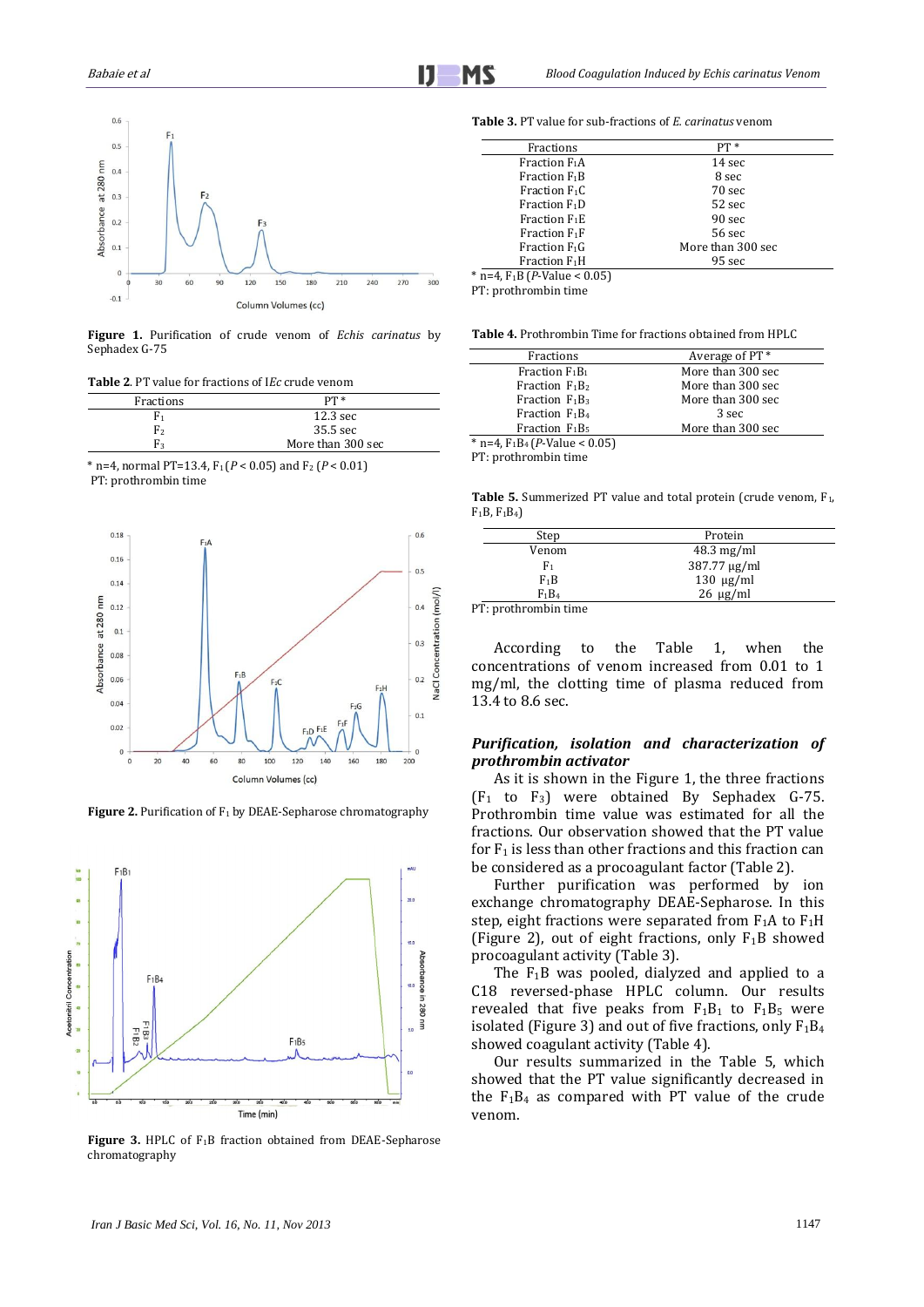**Figure 1.** Purification of crude venom of *Echis carinatus* by Sephadex G-75

**Table 2.** PT value for fractions of I*Ec* crude venom

| Fractions | PT * |
|---|---|
| $F_1$ | 12.3 sec |
| $F_2$ | 35.5 sec |
| $F_3$ | More than 300 sec |

* n=4, normal PT=13.4, $F_1$ ($P < 0.05$) and $F_2$ ($P < 0.01$)
PT: prothrombin time

**Figure 2.** Purification of $F_1$ by DEAE-Sepharose chromatography

**Figure 3.** HPLC of $F_1B$ fraction obtained from DEAE-Sepharose chromatography

**Table 3.** PT value for sub-fractions of *E. carinatus* venom

| Fractions | PT * |
|---|---|
| Fraction $F_1A$ | 14 sec |
| Fraction $F_1B$ | 8 sec |
| Fraction $F_1C$ | 70 sec |
| Fraction $F_1D$ | 52 sec |
| Fraction $F_1E$ | 90 sec |
| Fraction $F_1F$ | 56 sec |
| Fraction $F_1G$ | More than 300 sec |
| Fraction $F_1H$ | 95 sec |

* n=4, $F_1B$ ($P$-Value $< 0.05$)
PT: prothrombin time

**Table 4.** Prothrombin Time for fractions obtained from HPLC

| Fractions | Average of PT * |
|---|---|
| Fraction $F_1B_1$ | More than 300 sec |
| Fraction $F_1B_2$ | More than 300 sec |
| Fraction $F_1B_3$ | More than 300 sec |
| Fraction $F_1B_4$ | 3 sec |
| Fraction $F_1B_5$ | More than 300 sec |

* n=4, $F_1B_4$ ($P$-Value $< 0.05$)
PT: prothrombin time

**Table 5.** Summerized PT value and total protein (crude venom, $F_1$, $F_1B$, $F_1B_4$)

| Step | Protein |
|---|---|
| Venom | 48.3 mg/ml |
| $F_1$ | 387.77 μg/ml |
| $F_1B$ | 130 μg/ml |
| $F_1B_4$ | 26 μg/ml |

PT: prothrombin time

According to the Table 1, when the concentrations of venom increased from 0.01 to 1 mg/ml, the clotting time of plasma reduced from 13.4 to 8.6 sec.

***Purification, isolation and characterization of prothrombin activator***

As it is shown in the Figure 1, the three fractions ($F_1$ to $F_3$) were obtained By Sephadex G-75. Prothrombin time value was estimated for all the fractions. Our observation showed that the PT value for $F_1$ is less than other fractions and this fraction can be considered as a procoagulant factor (Table 2).

Further purification was performed by ion exchange chromatography DEAE-Sepharose. In this step, eight fractions were separated from $F_1A$ to $F_1H$ (Figure 2), out of eight fractions, only $F_1B$ showed procoagulant activity (Table 3).

The $F_1B$ was pooled, dialyzed and applied to a C18 reversed-phase HPLC column. Our results revealed that five peaks from $F_1B_1$ to $F_1B_5$ were isolated (Figure 3) and out of five fractions, only $F_1B_4$ showed coagulant activity (Table 4).

Our results summarized in the Table 5, which showed that the PT value significantly decreased in the $F_1B_4$ as compared with PT value of the crude venom.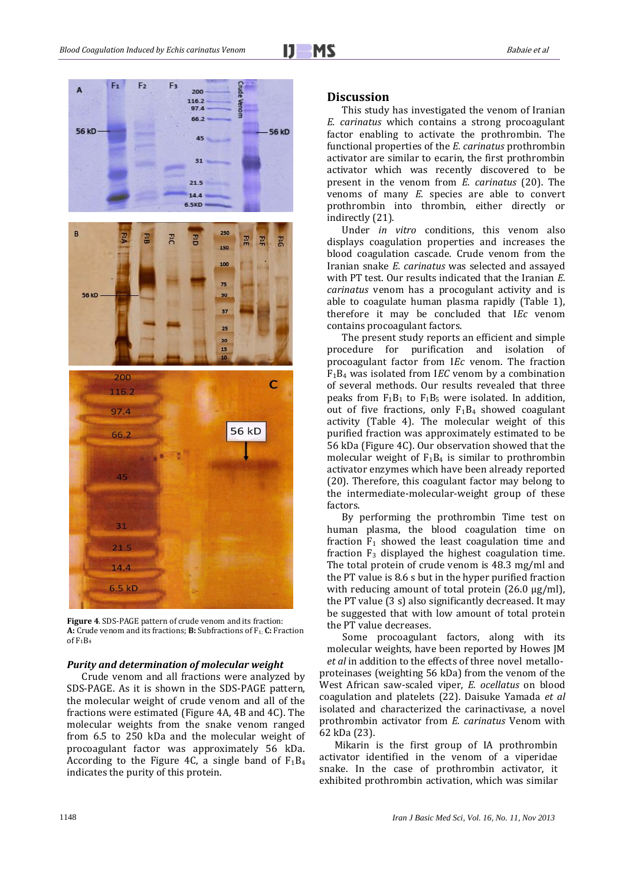**Figure 4**. SDS-PAGE pattern of crude venom and its fraction: **A:** Crude venom and its fractions; **B:** Subfractions of $F_1$; **C:** Fraction of $F_1B_4$

### *Purity and determination of molecular weight*

Crude venom and all fractions were analyzed by SDS-PAGE. As it is shown in the SDS-PAGE pattern, the molecular weight of crude venom and all of the fractions were estimated (Figure 4A, 4B and 4C). The molecular weights from the snake venom ranged from 6.5 to 250 kDa and the molecular weight of procoagulant factor was approximately 56 kDa. According to the Figure 4C, a single band of $F_1B_4$ indicates the purity of this protein.

## Discussion

This study has investigated the venom of Iranian *E. carinatus* which contains a strong procoagulant factor enabling to activate the prothrombin. The functional properties of the *E. carinatus* prothrombin activator are similar to ecarin, the first prothrombin activator which was recently discovered to be present in the venom from *E. carinatus* (20). The venoms of many *E.* species are able to convert prothrombin into thrombin, either directly or indirectly (21).

Under *in vitro* conditions, this venom also displays coagulation properties and increases the blood coagulation cascade. Crude venom from the Iranian snake *E. carinatus* was selected and assayed with PT test. Our results indicated that the Iranian *E. carinatus* venom has a procoagulant activity and is able to coagulate human plasma rapidly (Table 1), therefore it may be concluded that I*Ec* venom contains procoagulant factors.

The present study reports an efficient and simple procedure for purification and isolation of procoagulant factor from I*Ec* venom. The fraction $F_1B_4$ was isolated from I*EC* venom by a combination of several methods. Our results revealed that three peaks from $F_1B_1$ to $F_1B_5$ were isolated. In addition, out of five fractions, only $F_1B_4$ showed coagulant activity (Table 4). The molecular weight of this purified fraction was approximately estimated to be 56 kDa (Figure 4C). Our observation showed that the molecular weight of $F_1B_4$ is similar to prothrombin activator enzymes which have been already reported (20). Therefore, this coagulant factor may belong to the intermediate-molecular-weight group of these factors.

By performing the prothrombin Time test on human plasma, the blood coagulation time on fraction $F_1$ showed the least coagulation time and fraction $F_3$ displayed the highest coagulation time. The total protein of crude venom is 48.3 mg/ml and the PT value is 8.6 s but in the hyper purified fraction with reducing amount of total protein (26.0 µg/ml), the PT value (3 s) also significantly decreased. It may be suggested that with low amount of total protein the PT value decreases.

Some procoagulant factors, along with its molecular weights, have been reported by Howes JM *et al* in addition to the effects of three novel metalloproteinases (weighting 56 kDa) from the venom of the West African saw-scaled viper, *E. ocellatus* on blood coagulation and platelets (22). Daisuke Yamada *et al* isolated and characterized the carinactivase, a novel prothrombin activator from *E. carinatus* Venom with 62 kDa (23).

Mikarin is the first group of IA prothrombin activator identified in the venom of a viperidae snake. In the case of prothrombin activator, it exhibited prothrombin activation, which was similar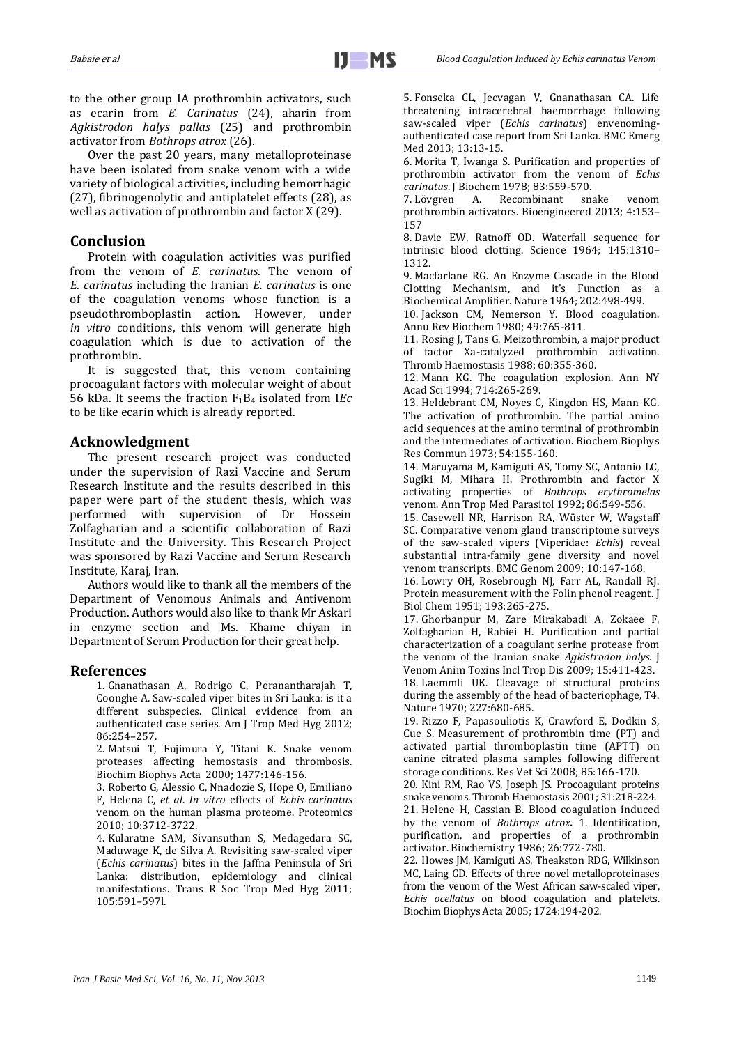to the other group IA prothrombin activators, such as ecarin from *E. Carinatus* (24), aharin from *Agkistrodon halys pallas* (25) and prothrombin activator from *Bothrops atrox* (26).

Over the past 20 years, many metalloproteinase have been isolated from snake venom with a wide variety of biological activities, including hemorrhagic (27), fibrinogenolytic and antiplatelet effects (28), as well as activation of prothrombin and factor X (29).

## Conclusion

Protein with coagulation activities was purified from the venom of *E. carinatus*. The venom of *E. carinatus* including the Iranian *E. carinatus* is one of the coagulation venoms whose function is a pseudothromboplastin action. However, under *in vitro* conditions, this venom will generate high coagulation which is due to activation of the prothrombin.

It is suggested that, this venom containing procoagulant factors with molecular weight of about 56 kDa. It seems the fraction $F_1B_4$ isolated from I*Ec* to be like ecarin which is already reported.

## Acknowledgment

The present research project was conducted under the supervision of Razi Vaccine and Serum Research Institute and the results described in this paper were part of the student thesis, which was performed with supervision of Dr Hossein Zolfagharian and a scientific collaboration of Razi Institute and the University. This Research Project was sponsored by Razi Vaccine and Serum Research Institute, Karaj, Iran.

Authors would like to thank all the members of the Department of Venomous Animals and Antivenom Production. Authors would also like to thank Mr Askari in enzyme section and Ms. Khame chiyan in Department of Serum Production for their great help.

## References

1. Gnanathasan A, Rodrigo C, Peranantharajah T, Coonghe A. Saw-scaled viper bites in Sri Lanka: is it a different subspecies. Clinical evidence from an authenticated case series. Am J Trop Med Hyg 2012; 86:254–257.
2. Matsui T, Fujimura Y, Titani K. Snake venom proteases affecting hemostasis and thrombosis. Biochim Biophys Acta 2000; 1477:146-156.
3. Roberto G, Alessio C, Nnadozie S, Hope O, Emiliano F, Helena C, *et al*. *In vitro* effects of *Echis carinatus* venom on the human plasma proteome. Proteomics 2010; 10:3712-3722.
4. Kularatne SAM, Sivansuthan S, Medagedara SC, Maduwage K, de Silva A. Revisiting saw-scaled viper (*Echis carinatus*) bites in the Jaffna Peninsula of Sri Lanka: distribution, epidemiology and clinical manifestations. Trans R Soc Trop Med Hyg 2011; 105:591–597l.
5. Fonseka CL, Jeevagan V, Gnanathasan CA. Life threatening intracerebral haemorrhage following saw-scaled viper (*Echis carinatus*) envenoming-authenticated case report from Sri Lanka. BMC Emerg Med 2013; 13:13-15.
6. Morita T, Iwanga S. Purification and properties of prothrombin activator from the venom of *Echis carinatus*. J Biochem 1978; 83:559-570.
7. Lövgren A. Recombinant snake venom prothrombin activators. Bioengineered 2013; 4:153–157
8. Davie EW, Ratnoff OD. Waterfall sequence for intrinsic blood clotting. Science 1964; 145:1310–1312.
9. Macfarlane RG. An Enzyme Cascade in the Blood Clotting Mechanism, and it's Function as a Biochemical Amplifier. Nature 1964; 202:498-499.
10. Jackson CM, Nemerson Y. Blood coagulation. Annu Rev Biochem 1980; 49:765-811.
11. Rosing J, Tans G. Meizothrombin, a major product of factor Xa-catalyzed prothrombin activation. Thromb Haemostasis 1988; 60:355-360.
12. Mann KG. The coagulation explosion. Ann NY Acad Sci 1994; 714:265-269.
13. Heldebrant CM, Noyes C, Kingdon HS, Mann KG. The activation of prothrombin. The partial amino acid sequences at the amino terminal of prothrombin and the intermediates of activation. Biochem Biophys Res Commun 1973; 54:155-160.
14. Maruyama M, Kamiguti AS, Tomy SC, Antonio LC, Sugiki M, Mihara H. Prothrombin and factor X activating properties of *Bothrops erythromelas* venom. Ann Trop Med Parasitol 1992; 86:549-556.
15. Casewell NR, Harrison RA, Wüster W, Wagstaff SC. Comparative venom gland transcriptome surveys of the saw-scaled vipers (Viperidae: *Echis*) reveal substantial intra-family gene diversity and novel venom transcripts. BMC Genom 2009; 10:147-168.
16. Lowry OH, Rosebrough NJ, Farr AL, Randall RJ. Protein measurement with the Folin phenol reagent. J Biol Chem 1951; 193:265-275.
17. Ghorbanpur M, Zare Mirakabadi A, Zokaee F, Zolfagharian H, Rabiei H. Purification and partial characterization of a coagulant serine protease from the venom of the Iranian snake *Agkistrodon halys*. J Venom Anim Toxins Incl Trop Dis 2009; 15:411-423.
18. Laemmli UK. Cleavage of structural proteins during the assembly of the head of bacteriophage, T4. Nature 1970; 227:680-685.
19. Rizzo F, Papasouliotis K, Crawford E, Dodkin S, Cue S. Measurement of prothrombin time (PT) and activated partial thromboplastin time (APTT) on canine citrated plasma samples following different storage conditions. Res Vet Sci 2008; 85:166-170.
20. Kini RM, Rao VS, Joseph JS. Procoagulant proteins snake venoms. Thromb Haemostasis 2001; 31:218-224.
21. Helene H, Cassian B. Blood coagulation induced by the venom of *Bothrops atrox*. 1. Identification, purification, and properties of a prothrombin activator. Biochemistry 1986; 26:772-780.
22. Howes JM, Kamiguti AS, Theakston RDG, Wilkinson MC, Laing GD. Effects of three novel metalloproteinases from the venom of the West African saw-scaled viper, *Echis ocellatus* on blood coagulation and platelets. Biochim Biophys Acta 2005; 1724:194-202.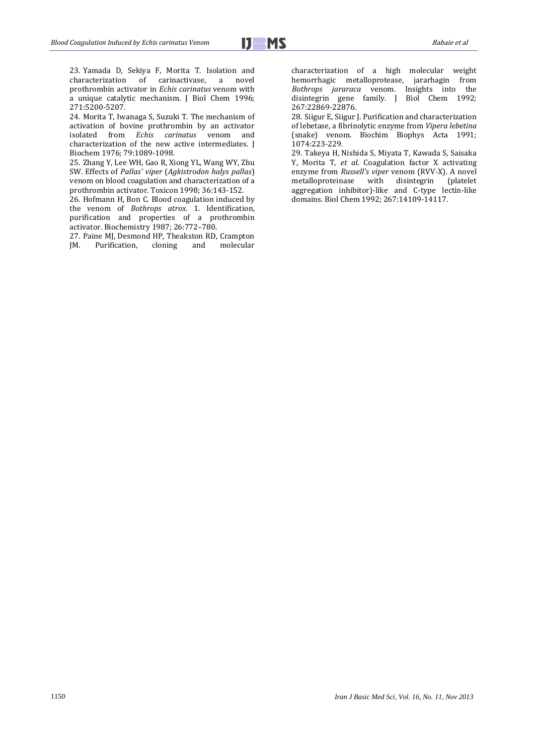23. Yamada D, Sekiya F, Morita T. Isolation and characterization of carinactivase, a novel prothrombin activator in *Echis carinatus* venom with a unique catalytic mechanism. J Biol Chem 1996; 271:5200-5207.

24. Morita T, Iwanaga S, Suzuki T. The mechanism of activation of bovine prothrombin by an activator isolated from *Echis carinatus* venom and characterization of the new active intermediates. J Biochem 1976; 79:1089-1098.

25. Zhang Y, Lee WH, Gao R, Xiong YL, Wang WY, Zhu SW. Effects of *Pallas' viper* (*Agkistrodon halys pallas*) venom on blood coagulation and characterization of a prothrombin activator. Toxicon 1998; 36:143-152.

26. Hofmann H, Bon C. Blood coagulation induced by the venom of *Bothrops atrox*. 1. Identification, purification and properties of a prothrombin activator. Biochemistry 1987; 26:772–780.

27. Paine MJ, Desmond HP, Theakston RD, Crampton JM. Purification, cloning and molecular characterization of a high molecular weight hemorrhagic metalloprotease, jararhagin from *Bothrops jararaca* venom. Insights into the disintegrin gene family. J Biol Chem 1992; 267:22869-22876.

28. Siigur E, Siigur J. Purification and characterization of lebetase, a fibrinolytic enzyme from *Vipera lebetina* (snake) venom. Biochim Biophys Acta 1991; 1074:223-229.

29. Takeya H, Nishida S, Miyata T, Kawada S, Saisaka Y, Morita T, *et al*. Coagulation factor X activating enzyme from *Russell's viper* venom (RVV-X). A novel metalloproteinase with disintegrin (platelet aggregation inhibitor)-like and C-type lectin-like domains. Biol Chem 1992; 267:14109-14117.